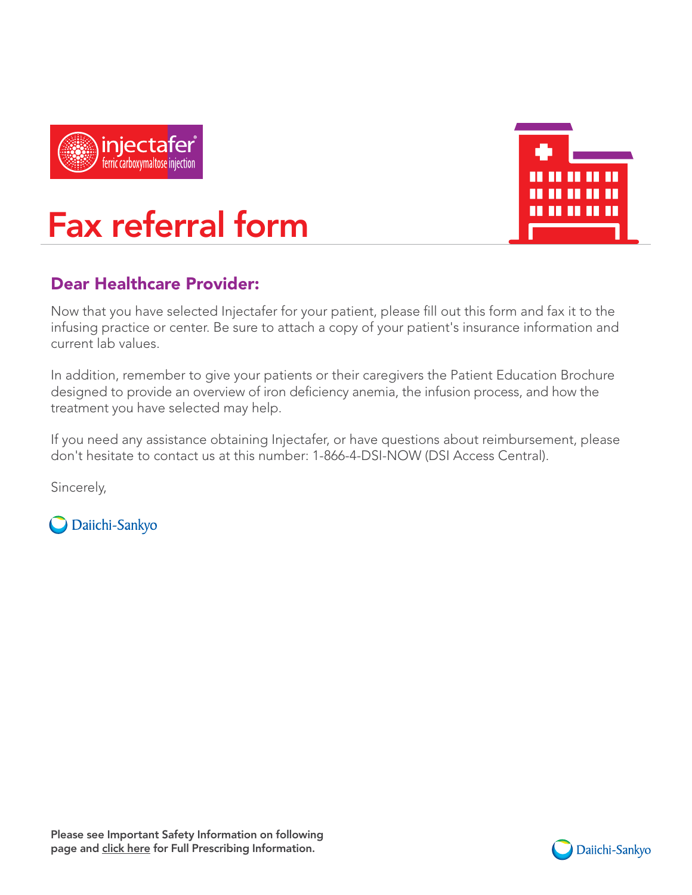injectafer® ferric carboxymaltose injection

# Fax referral form

## Dear Healthcare Provider:

Now that you have selected Injectafer for your patient, please fill out this form and fax it to the infusing practice or center. Be sure to attach a copy of your patient's insurance information and current lab values.

In addition, remember to give your patients or their caregivers the Patient Education Brochure designed to provide an overview of iron deficiency anemia, the infusion process, and how the treatment you have selected may help.

If you need any assistance obtaining Injectafer, or have questions about reimbursement, please don't hesitate to contact us at this number: 1-866-4-DSI-NOW (DSI Access Central).

Sincerely,

Daiichi-Sankyo

**Please see Important Safety Information on following page and click here for Full Prescribing Information.**

Daiichi-Sankyo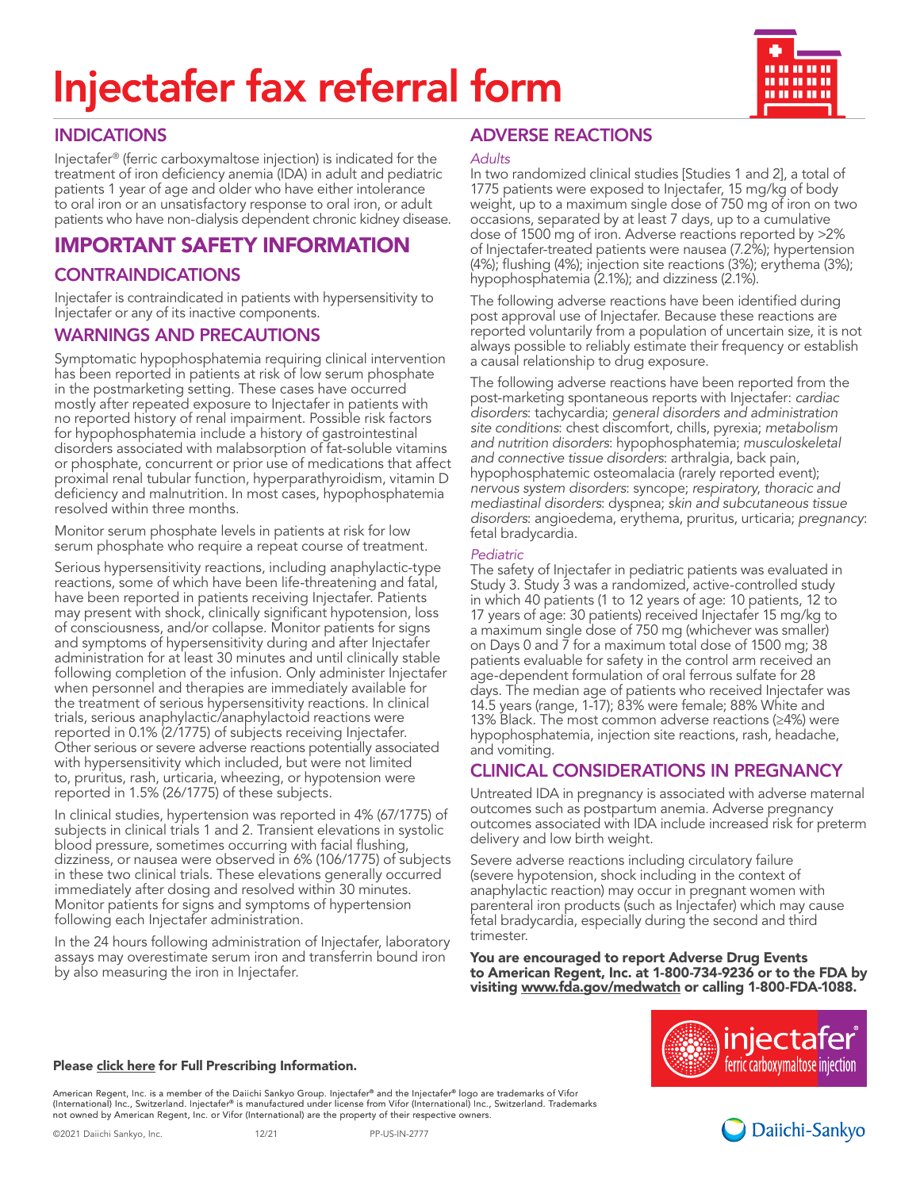# Injectafer fax referral form

## INDICATIONS

Injectafer® (ferric carboxymaltose injection) is indicated for the treatment of iron deficiency anemia (IDA) in adult and pediatric patients 1 year of age and older who have either intolerance to oral iron or an unsatisfactory response to oral iron, or adult patients who have non-dialysis dependent chronic kidney disease.

## IMPORTANT SAFETY INFORMATION

### CONTRAINDICATIONS

Injectafer is contraindicated in patients with hypersensitivity to Injectafer or any of its inactive components.

### WARNINGS AND PRECAUTIONS

Symptomatic hypophosphatemia requiring clinical intervention has been reported in patients at risk of low serum phosphate in the postmarketing setting. These cases have occurred mostly after repeated exposure to Injectafer in patients with no reported history of renal impairment. Possible risk factors for hypophosphatemia include a history of gastrointestinal disorders associated with malabsorption of fat-soluble vitamins or phosphate, concurrent or prior use of medications that affect proximal renal tubular function, hyperparathyroidism, vitamin D deficiency and malnutrition. In most cases, hypophosphatemia resolved within three months.

Monitor serum phosphate levels in patients at risk for low serum phosphate who require a repeat course of treatment.

Serious hypersensitivity reactions, including anaphylactic-type reactions, some of which have been life-threatening and fatal, have been reported in patients receiving Injectafer. Patients may present with shock, clinically significant hypotension, loss of consciousness, and/or collapse. Monitor patients for signs and symptoms of hypersensitivity during and after Injectafer administration for at least 30 minutes and until clinically stable following completion of the infusion. Only administer Injectafer when personnel and therapies are immediately available for the treatment of serious hypersensitivity reactions. In clinical trials, serious anaphylactic/anaphylactoid reactions were reported in 0.1% (2/1775) of subjects receiving Injectafer. Other serious or severe adverse reactions potentially associated with hypersensitivity which included, but were not limited to, pruritus, rash, urticaria, wheezing, or hypotension were reported in 1.5% (26/1775) of these subjects.

In clinical studies, hypertension was reported in 4% (67/1775) of subjects in clinical trials 1 and 2. Transient elevations in systolic blood pressure, sometimes occurring with facial flushing, dizziness, or nausea were observed in 6% (106/1775) of subjects in these two clinical trials. These elevations generally occurred immediately after dosing and resolved within 30 minutes. Monitor patients for signs and symptoms of hypertension following each Injectafer administration.

In the 24 hours following administration of Injectafer, laboratory assays may overestimate serum iron and transferrin bound iron by also measuring the iron in Injectafer.

### ADVERSE REACTIONS

*Adults*

In two randomized clinical studies [Studies 1 and 2], a total of 1775 patients were exposed to Injectafer, 15 mg/kg of body weight, up to a maximum single dose of 750 mg of iron on two occasions, separated by at least 7 days, up to a cumulative dose of 1500 mg of iron. Adverse reactions reported by >2% of Injectafer-treated patients were nausea (7.2%); hypertension (4%); flushing (4%); injection site reactions (3%); erythema (3%); hypophosphatemia (2.1%); and dizziness (2.1%).

The following adverse reactions have been identified during post approval use of Injectafer. Because these reactions are reported voluntarily from a population of uncertain size, it is not always possible to reliably estimate their frequency or establish a causal relationship to drug exposure.

The following adverse reactions have been reported from the post-marketing spontaneous reports with Injectafer: *cardiac disorders*: tachycardia; *general disorders and administration site conditions*: chest discomfort, chills, pyrexia; *metabolism and nutrition disorders*: hypophosphatemia; *musculoskeletal and connective tissue disorders*: arthralgia, back pain, hypophosphatemic osteomalacia (rarely reported event); *nervous system disorders*: syncope; *respiratory, thoracic and mediastinal disorders*: dyspnea; *skin and subcutaneous tissue disorders*: angioedema, erythema, pruritus, urticaria; *pregnancy*: fetal bradycardia.

*Pediatric*

The safety of Injectafer in pediatric patients was evaluated in Study 3. Study 3 was a randomized, active-controlled study in which 40 patients (1 to 12 years of age: 10 patients, 12 to 17 years of age: 30 patients) received Injectafer 15 mg/kg to a maximum single dose of 750 mg (whichever was smaller) on Days 0 and 7 for a maximum total dose of 1500 mg; 38 patients evaluable for safety in the control arm received an age-dependent formulation of oral ferrous sulfate for 28 days. The median age of patients who received Injectafer was 14.5 years (range, 1-17); 83% were female; 88% White and 13% Black. The most common adverse reactions (≥4%) were hypophosphatemia, injection site reactions, rash, headache, and vomiting.

### CLINICAL CONSIDERATIONS IN PREGNANCY

Untreated IDA in pregnancy is associated with adverse maternal outcomes such as postpartum anemia. Adverse pregnancy outcomes associated with IDA include increased risk for preterm delivery and low birth weight.

Severe adverse reactions including circulatory failure (severe hypotension, shock including in the context of anaphylactic reaction) may occur in pregnant women with parenteral iron products (such as Injectafer) which may cause fetal bradycardia, especially during the second and third trimester.

**You are encouraged to report Adverse Drug Events to American Regent, Inc. at 1-800-734-9236 or to the FDA by visiting www.fda.gov/medwatch or calling 1-800-FDA-1088.**

**Please click here for Full Prescribing Information.**

injectafer® ferric carboxymaltose injection

American Regent, Inc. is a member of the Daiichi Sankyo Group. Injectafer® and the Injectafer® logo are trademarks of Vifor (International) Inc., Switzerland. Injectafer® is manufactured under license from Vifor (International) Inc., Switzerland. Trademarks not owned by American Regent, Inc. or Vifor (International) are the property of their respective owners.

©2021 Daiichi Sankyo, Inc. 12/21 PP-US-IN-2777

Daiichi-Sankyo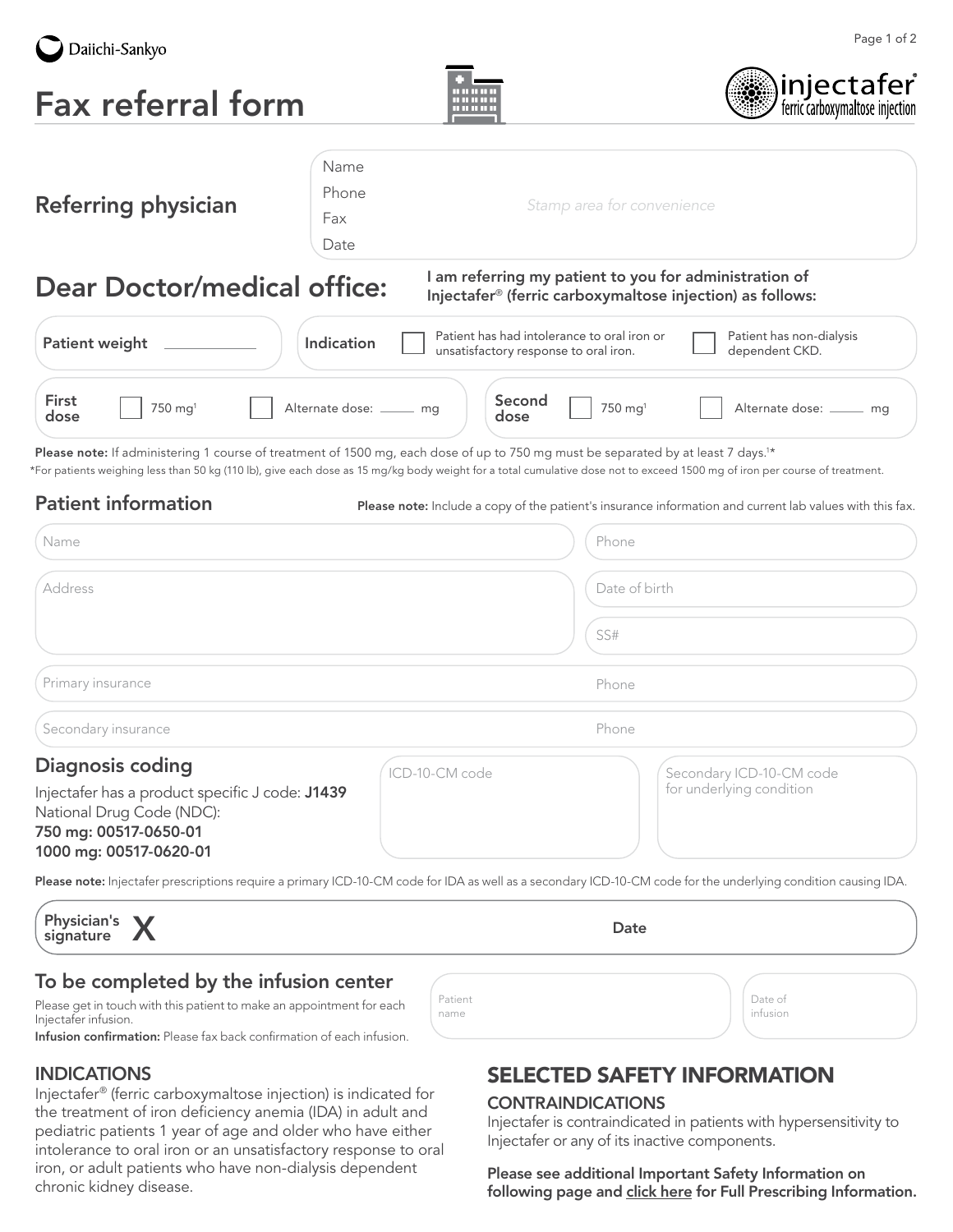Daiichi-Sankyo

# Fax referral form

injectafer® ferric carboxymaltose injection

## Referring physician

Name
Phone
Fax
Date

*Stamp area for convenience*

## Dear Doctor/medical office:

**I am referring my patient to you for administration of Injectafer® (ferric carboxymaltose injection) as follows:**

**Patient weight** ____________

**Indication** ☐ Patient has had intolerance to oral iron or unsatisfactory response to oral iron. ☐ Patient has non-dialysis dependent CKD.

**First dose** ☐ 750 mg[1] ☐ Alternate dose: _____ mg

**Second dose** ☐ 750 mg[1] ☐ Alternate dose: _____ mg

**Please note:** If administering 1 course of treatment of 1500 mg, each dose of up to 750 mg must be separated by at least 7 days.[1]*

*For patients weighing less than 50 kg (110 lb), give each dose as 15 mg/kg body weight for a total cumulative dose not to exceed 1500 mg of iron per course of treatment.

## Patient information

**Please note:** Include a copy of the patient's insurance information and current lab values with this fax.

Name
Phone
Address
Date of birth
SS#
Primary insurance
Phone
Secondary insurance
Phone

## Diagnosis coding

Injectafer has a product specific J code: **J1439**
National Drug Code (NDC):
**750 mg: 00517-0650-01**
**1000 mg: 00517-0620-01**

ICD-10-CM code

Secondary ICD-10-CM code for underlying condition

**Please note:** Injectafer prescriptions require a primary ICD-10-CM code for IDA as well as a secondary ICD-10-CM code for the underlying condition causing IDA.

**Physician's signature X** **Date**

## To be completed by the infusion center

Please get in touch with this patient to make an appointment for each Injectafer infusion.
**Infusion confirmation:** Please fax back confirmation of each infusion.

Patient name
Date of infusion

## INDICATIONS

Injectafer® (ferric carboxymaltose injection) is indicated for the treatment of iron deficiency anemia (IDA) in adult and pediatric patients 1 year of age and older who have either intolerance to oral iron or an unsatisfactory response to oral iron, or adult patients who have non-dialysis dependent chronic kidney disease.

## SELECTED SAFETY INFORMATION

### CONTRAINDICATIONS

Injectafer is contraindicated in patients with hypersensitivity to Injectafer or any of its inactive components.

**Please see additional Important Safety Information on following page and click here for Full Prescribing Information.**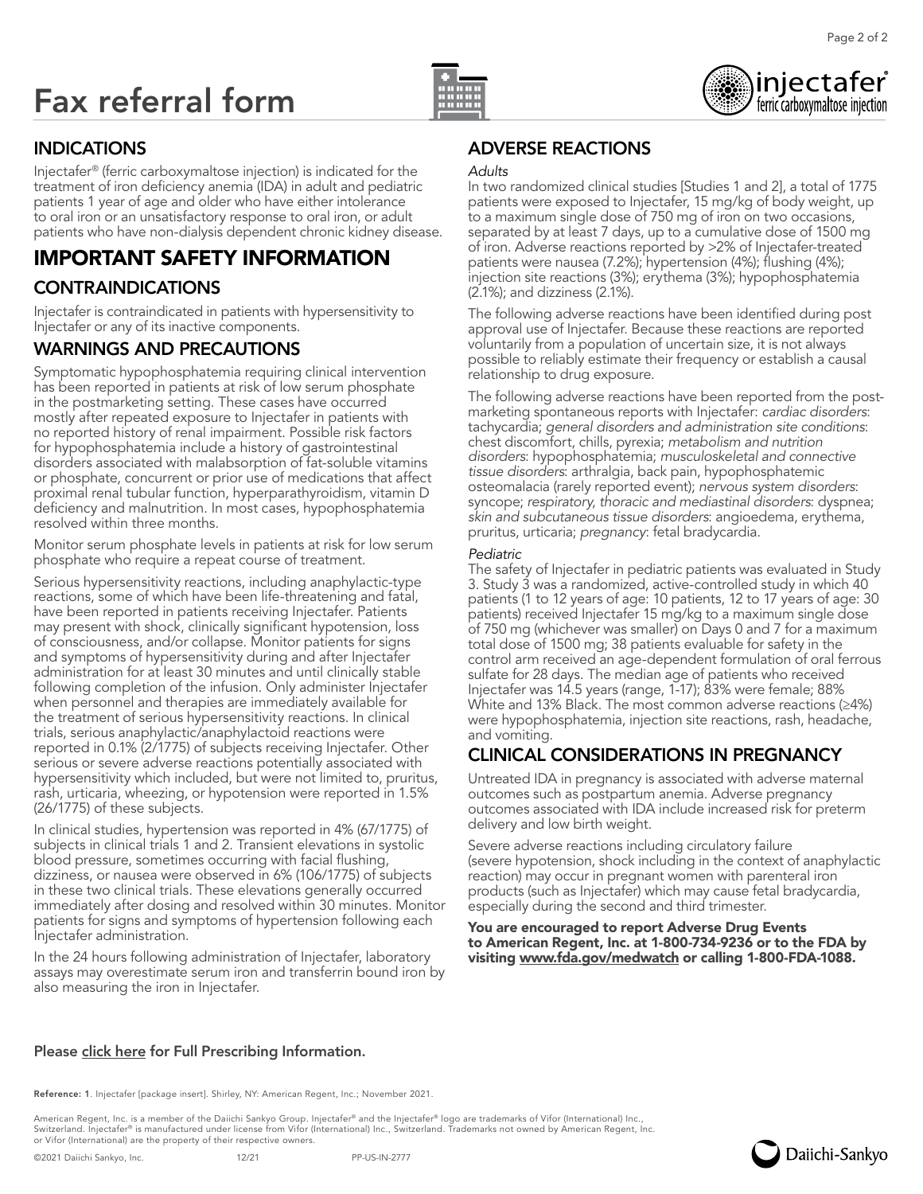# Fax referral form

injectafer®
ferric carboxymaltose injection

## INDICATIONS

Injectafer® (ferric carboxymaltose injection) is indicated for the treatment of iron deficiency anemia (IDA) in adult and pediatric patients 1 year of age and older who have either intolerance to oral iron or an unsatisfactory response to oral iron, or adult patients who have non-dialysis dependent chronic kidney disease.

# IMPORTANT SAFETY INFORMATION

## CONTRAINDICATIONS

Injectafer is contraindicated in patients with hypersensitivity to Injectafer or any of its inactive components.

## WARNINGS AND PRECAUTIONS

Symptomatic hypophosphatemia requiring clinical intervention has been reported in patients at risk of low serum phosphate in the postmarketing setting. These cases have occurred mostly after repeated exposure to Injectafer in patients with no reported history of renal impairment. Possible risk factors for hypophosphatemia include a history of gastrointestinal disorders associated with malabsorption of fat-soluble vitamins or phosphate, concurrent or prior use of medications that affect proximal renal tubular function, hyperparathyroidism, vitamin D deficiency and malnutrition. In most cases, hypophosphatemia resolved within three months.

Monitor serum phosphate levels in patients at risk for low serum phosphate who require a repeat course of treatment.

Serious hypersensitivity reactions, including anaphylactic-type reactions, some of which have been life-threatening and fatal, have been reported in patients receiving Injectafer. Patients may present with shock, clinically significant hypotension, loss of consciousness, and/or collapse. Monitor patients for signs and symptoms of hypersensitivity during and after Injectafer administration for at least 30 minutes and until clinically stable following completion of the infusion. Only administer Injectafer when personnel and therapies are immediately available for the treatment of serious hypersensitivity reactions. In clinical trials, serious anaphylactic/anaphylactoid reactions were reported in 0.1% (2/1775) of subjects receiving Injectafer. Other serious or severe adverse reactions potentially associated with hypersensitivity which included, but were not limited to, pruritus, rash, urticaria, wheezing, or hypotension were reported in 1.5% (26/1775) of these subjects.

In clinical studies, hypertension was reported in 4% (67/1775) of subjects in clinical trials 1 and 2. Transient elevations in systolic blood pressure, sometimes occurring with facial flushing, dizziness, or nausea were observed in 6% (106/1775) of subjects in these two clinical trials. These elevations generally occurred immediately after dosing and resolved within 30 minutes. Monitor patients for signs and symptoms of hypertension following each Injectafer administration.

In the 24 hours following administration of Injectafer, laboratory assays may overestimate serum iron and transferrin bound iron by also measuring the iron in Injectafer.

## ADVERSE REACTIONS

*Adults*

In two randomized clinical studies [Studies 1 and 2], a total of 1775 patients were exposed to Injectafer, 15 mg/kg of body weight, up to a maximum single dose of 750 mg of iron on two occasions, separated by at least 7 days, up to a cumulative dose of 1500 mg of iron. Adverse reactions reported by >2% of Injectafer-treated patients were nausea (7.2%); hypertension (4%); flushing (4%); injection site reactions (3%); erythema (3%); hypophosphatemia (2.1%); and dizziness (2.1%).

The following adverse reactions have been identified during post approval use of Injectafer. Because these reactions are reported voluntarily from a population of uncertain size, it is not always possible to reliably estimate their frequency or establish a causal relationship to drug exposure.

The following adverse reactions have been reported from the post-marketing spontaneous reports with Injectafer: *cardiac disorders*: tachycardia; *general disorders and administration site conditions*: chest discomfort, chills, pyrexia; *metabolism and nutrition disorders*: hypophosphatemia; *musculoskeletal and connective tissue disorders*: arthralgia, back pain, hypophosphatemic osteomalacia (rarely reported event); *nervous system disorders*: syncope; *respiratory, thoracic and mediastinal disorders*: dyspnea; *skin and subcutaneous tissue disorders*: angioedema, erythema, pruritus, urticaria; *pregnancy*: fetal bradycardia.

*Pediatric*

The safety of Injectafer in pediatric patients was evaluated in Study 3. Study 3 was a randomized, active-controlled study in which 40 patients (1 to 12 years of age: 10 patients, 12 to 17 years of age: 30 patients) received Injectafer 15 mg/kg to a maximum single dose of 750 mg (whichever was smaller) on Days 0 and 7 for a maximum total dose of 1500 mg; 38 patients evaluable for safety in the control arm received an age-dependent formulation of oral ferrous sulfate for 28 days. The median age of patients who received Injectafer was 14.5 years (range, 1-17); 83% were female; 88% White and 13% Black. The most common adverse reactions (≥4%) were hypophosphatemia, injection site reactions, rash, headache, and vomiting.

## CLINICAL CONSIDERATIONS IN PREGNANCY

Untreated IDA in pregnancy is associated with adverse maternal outcomes such as postpartum anemia. Adverse pregnancy outcomes associated with IDA include increased risk for preterm delivery and low birth weight.

Severe adverse reactions including circulatory failure (severe hypotension, shock including in the context of anaphylactic reaction) may occur in pregnant women with parenteral iron products (such as Injectafer) which may cause fetal bradycardia, especially during the second and third trimester.

**You are encouraged to report Adverse Drug Events to American Regent, Inc. at 1-800-734-9236 or to the FDA by visiting www.fda.gov/medwatch or calling 1-800-FDA-1088.**

**Please click here for Full Prescribing Information.**

**Reference:** 1. Injectafer [package insert]. Shirley, NY: American Regent, Inc.; November 2021.

American Regent, Inc. is a member of the Daiichi Sankyo Group. Injectafer® and the Injectafer® logo are trademarks of Vifor (International) Inc., Switzerland. Injectafer® is manufactured under license from Vifor (International) Inc., Switzerland. Trademarks not owned by American Regent, Inc. or Vifor (International) are the property of their respective owners.

©2021 Daiichi Sankyo, Inc. 12/21 PP-US-IN-2777

Daiichi-Sankyo